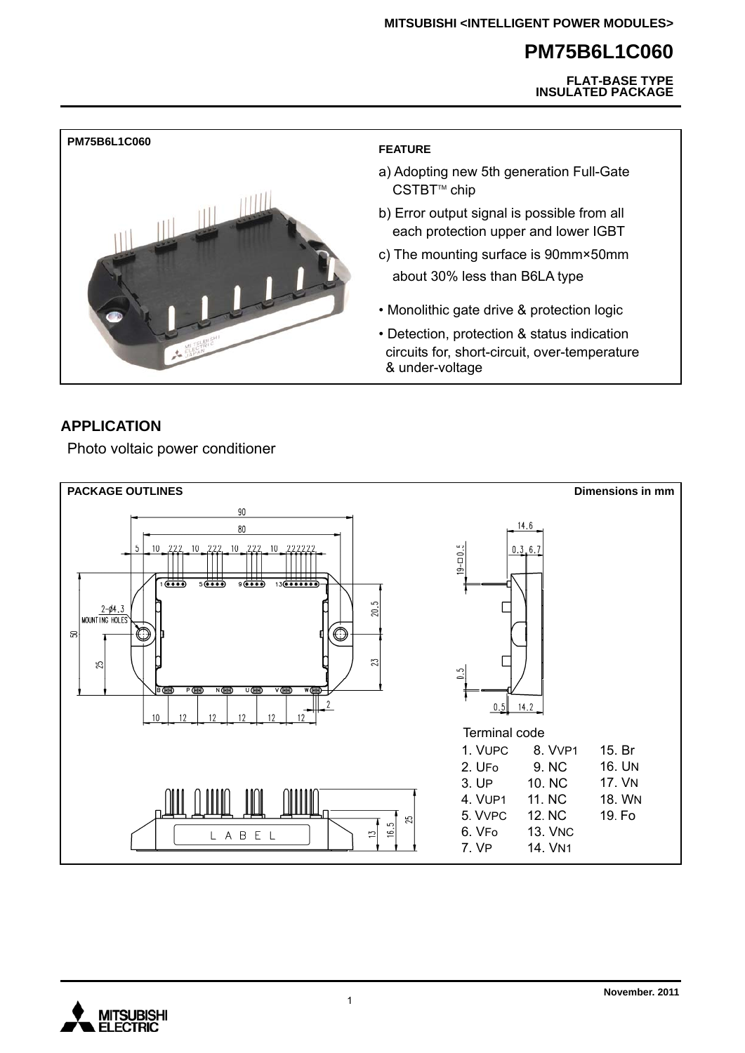MITSUBISHI <INTELLIGENT POWER MODULES>

# PM75B6L1C060

**FLAT-BASE TYPE**
**INSULATED PACKAGE**

**PM75B6L1C060**

**FEATURE**

a) Adopting new 5th generation Full-Gate CSTBT™ chip

b) Error output signal is possible from all each protection upper and lower IGBT

c) The mounting surface is 90mm×50mm about 30% less than B6LA type

- Monolithic gate drive & protection logic
- Detection, protection & status indication circuits for, short-circuit, over-temperature & under-voltage

## APPLICATION

Photo voltaic power conditioner

**PACKAGE OUTLINES** — **Dimensions in mm**

90
80
5 10 2 2 2 10 2 2 2 10 2 2 2 10 2 2 2 2 2 2
2-φ4.3 MOUNTING HOLES
50
25
20.5
23
10 12 12 12 12 12
2
14.6
0.3 6.7
19-□0.5
0.5
0.5 14.2
LABEL
13
16.5
25

Terminal code

| | | |
|---|---|---|
| 1. VUPC | 8. VVP1 | 15. Br |
| 2. UFo | 9. NC | 16. UN |
| 3. UP | 10. NC | 17. VN |
| 4. VUP1 | 11. NC | 18. WN |
| 5. VVPC | 12. NC | 19. Fo |
| 6. VFo | 13. VNC | |
| 7. VP | 14. VN1 | |

November. 2011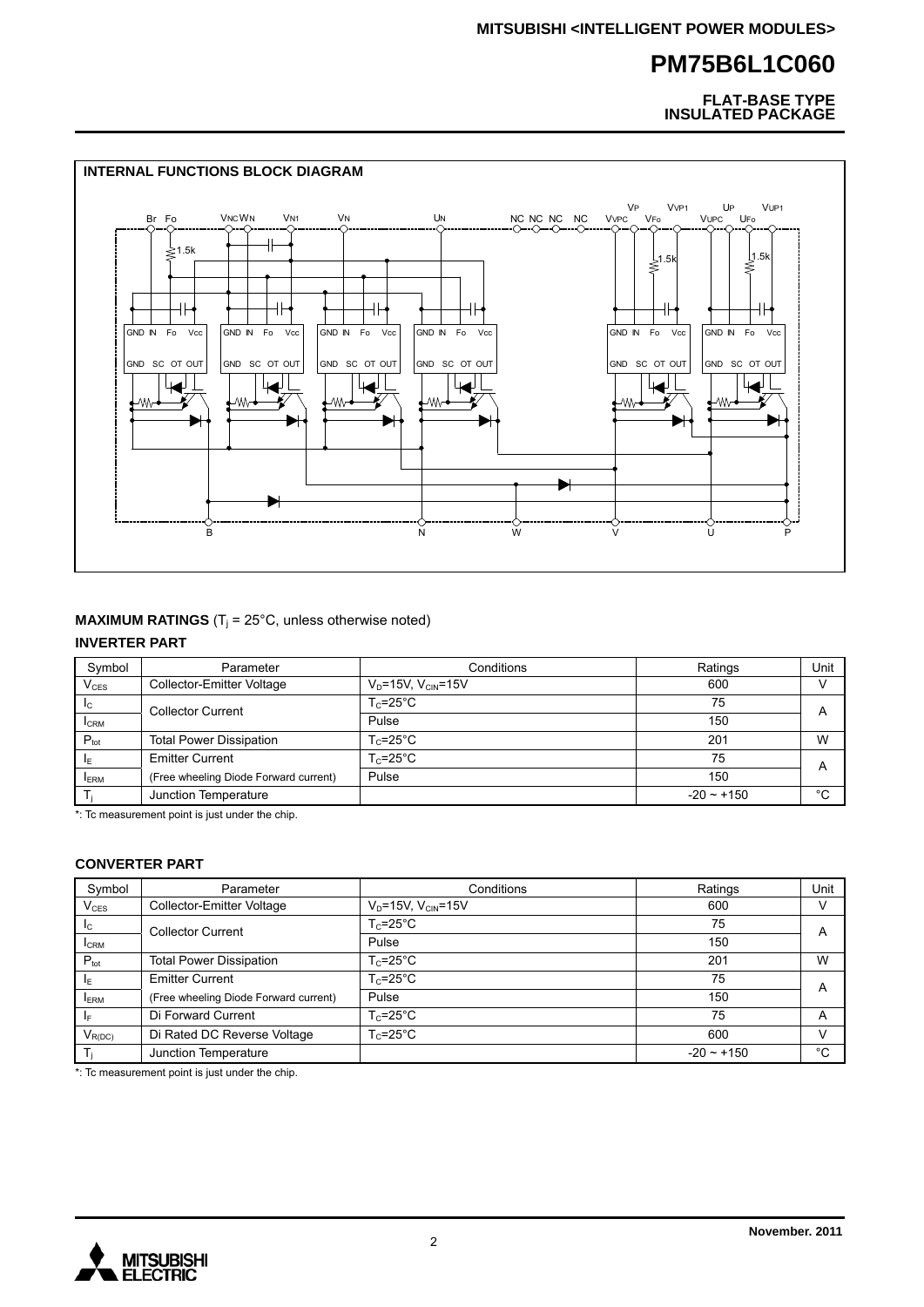# PM75B6L1C060

**FLAT-BASE TYPE**
**INSULATED PACKAGE**

## INTERNAL FUNCTIONS BLOCK DIAGRAM

Br Fo VNC WN VN1 VN UN NC NC NC NC VVPC VP VFo VVP1 VUPC UP UFo VUP1

1.5k 1.5k 1.5k

GND IN Fo Vcc
GND SC OT OUT

B N W V U P

## MAXIMUM RATINGS ($T_j$ = 25°C, unless otherwise noted)

### INVERTER PART

| Symbol | Parameter | Conditions | Ratings | Unit |
|---|---|---|---|---|
| $V_{CES}$ | Collector-Emitter Voltage | $V_D$=15V, $V_{CIN}$=15V | 600 | V |
| $I_C$ | Collector Current | $T_C$=25°C | 75 | A |
| $I_{CRM}$ | | Pulse | 150 | |
| $P_{tot}$ | Total Power Dissipation | $T_C$=25°C | 201 | W |
| $I_E$ | Emitter Current | $T_C$=25°C | 75 | A |
| $I_{ERM}$ | (Free wheeling Diode Forward current) | Pulse | 150 | |
| $T_j$ | Junction Temperature | | -20 ~ +150 | °C |

*: Tc measurement point is just under the chip.

### CONVERTER PART

| Symbol | Parameter | Conditions | Ratings | Unit |
|---|---|---|---|---|
| $V_{CES}$ | Collector-Emitter Voltage | $V_D$=15V, $V_{CIN}$=15V | 600 | V |
| $I_C$ | Collector Current | $T_C$=25°C | 75 | A |
| $I_{CRM}$ | | Pulse | 150 | |
| $P_{tot}$ | Total Power Dissipation | $T_C$=25°C | 201 | W |
| $I_E$ | Emitter Current | $T_C$=25°C | 75 | A |
| $I_{ERM}$ | (Free wheeling Diode Forward current) | Pulse | 150 | |
| $I_F$ | Di Forward Current | $T_C$=25°C | 75 | A |
| $V_{R(DC)}$ | Di Rated DC Reverse Voltage | $T_C$=25°C | 600 | V |
| $T_j$ | Junction Temperature | | -20 ~ +150 | °C |

*: Tc measurement point is just under the chip.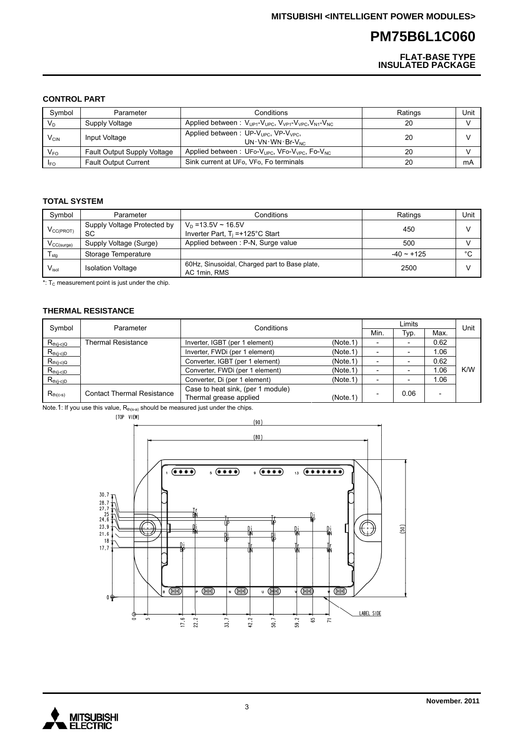## CONTROL PART

| Symbol | Parameter | Conditions | Ratings | Unit |
|---|---|---|---|---|
| $V_D$ | Supply Voltage | Applied between : $V_{UP1}$-$V_{UPC}$, $V_{VP1}$-$V_{VPC}$,$V_{N1}$-$V_{NC}$ | 20 | V |
| $V_{CIN}$ | Input Voltage | Applied between : UP-$V_{UPC}$, VP-$V_{VPC}$, UN·VN·WN·Br-$V_{NC}$ | 20 | V |
| $V_{FO}$ | Fault Output Supply Voltage | Applied between : UFo-$V_{UPC}$, VFo-$V_{VPC}$, Fo-$V_{NC}$ | 20 | V |
| $I_{FO}$ | Fault Output Current | Sink current at UFo, VFo, Fo terminals | 20 | mA |

## TOTAL SYSTEM

| Symbol | Parameter | Conditions | Ratings | Unit |
|---|---|---|---|---|
| $V_{CC(PROT)}$ | Supply Voltage Protected by SC | $V_D$ =13.5V ~ 16.5V Inverter Part, $T_j$ =+125°C Start | 450 | V |
| $V_{CC(surge)}$ | Supply Voltage (Surge) | Applied between : P-N, Surge value | 500 | V |
| $T_{stg}$ | Storage Temperature | | -40 ~ +125 | °C |
| $V_{isol}$ | Isolation Voltage | 60Hz, Sinusoidal, Charged part to Base plate, AC 1min, RMS | 2500 | V |

*: $T_C$ measurement point is just under the chip.

## THERMAL RESISTANCE

| Symbol | Parameter | Conditions | | Limits | | | Unit |
|---|---|---|---|---|---|---|---|
| | | | | Min. | Typ. | Max. | |
| $R_{th(j-c)Q}$ | Thermal Resistance | Inverter, IGBT (per 1 element) | (Note.1) | - | - | 0.62 | K/W |
| $R_{th(j-c)D}$ | | Inverter, FWDi (per 1 element) | (Note.1) | - | - | 1.06 | |
| $R_{th(j-c)Q}$ | | Converter, IGBT (per 1 element) | (Note.1) | - | - | 0.62 | |
| $R_{th(j-c)D}$ | | Converter, FWDi (per 1 element) | (Note.1) | - | - | 1.06 | |
| $R_{th(j-c)D}$ | | Converter, Di (per 1 element) | (Note.1) | - | - | 1.06 | |
| $R_{th(c-s)}$ | Contact Thermal Resistance | Case to heat sink, (per 1 module) Thermal grease applied | (Note.1) | - | 0.06 | - | |

Note.1: If you use this value, $R_{th(s-a)}$ should be measured just under the chips.

[TOP VIEW]

(90)
(80)
(50)

1 5 9 13

Tr BN, Tr UP, Tr VP, Di WP, Di BN, Di UP, Di UN, Di VP, Di VN, Di WN, Di BP, Tr UN, Tr VN, Tr WN

B P N U V W

LABEL SIDE

30.7, 28.7, 27.7, 25, 24.6, 23.9, 21.6, 18, 17.7, 0

0, 5, 17.6, 22.2, 33.7, 42.2, 50.7, 59.2, 65, 71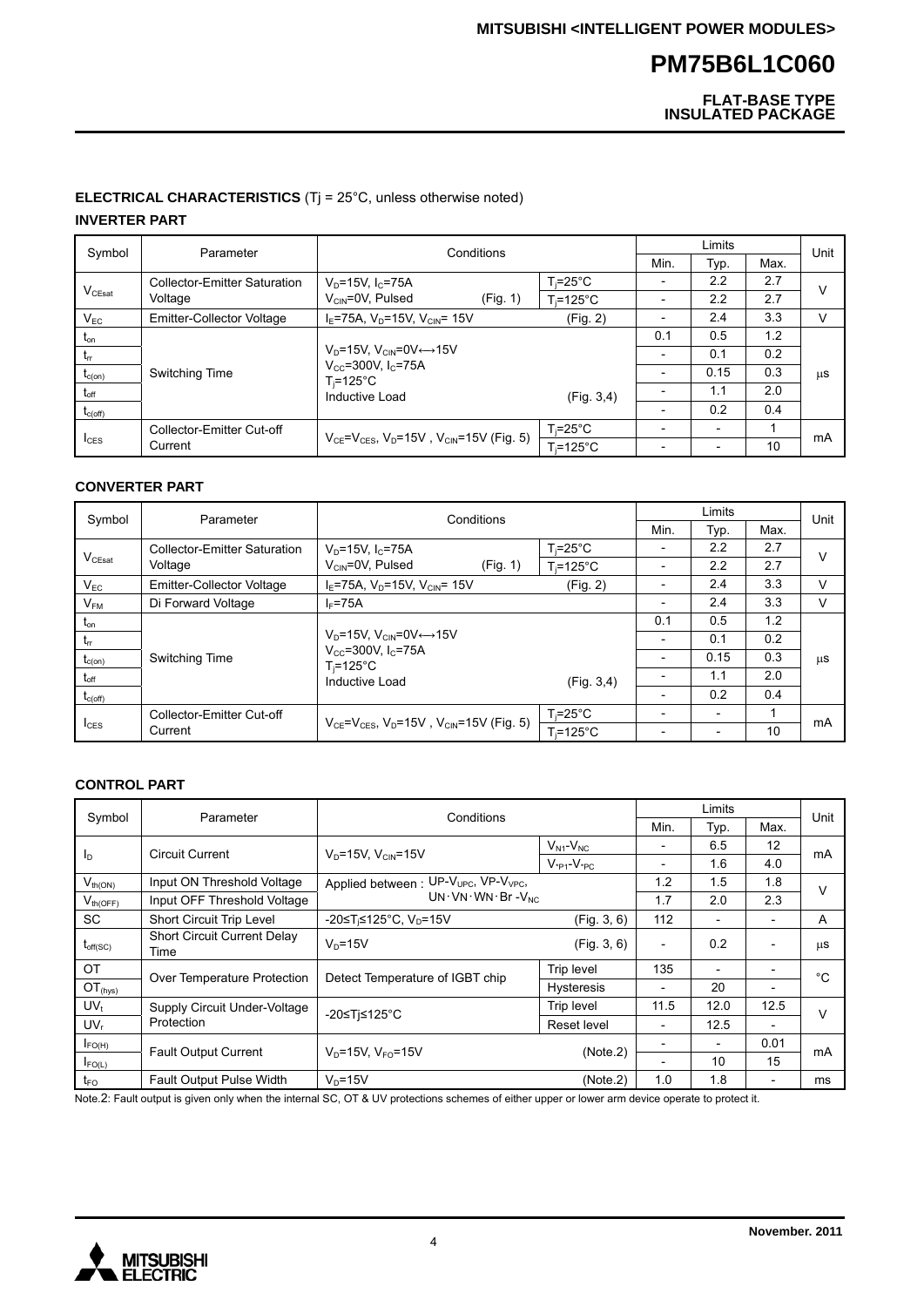## ELECTRICAL CHARACTERISTICS (Tj = 25°C, unless otherwise noted)

### INVERTER PART

| Symbol | Parameter | Conditions | | Limits | | | Unit |
|---|---|---|---|---|---|---|---|
| | | | | Min. | Typ. | Max. | |
| $V_{CEsat}$ | Collector-Emitter Saturation Voltage | $V_D$=15V, $I_C$=75A $V_{CIN}$=0V, Pulsed (Fig. 1) | $T_j$=25°C | - | 2.2 | 2.7 | V |
| | | | $T_j$=125°C | - | 2.2 | 2.7 | |
| $V_{EC}$ | Emitter-Collector Voltage | $I_E$=75A, $V_D$=15V, $V_{CIN}$= 15V (Fig. 2) | | - | 2.4 | 3.3 | V |
| $t_{on}$ | Switching Time | $V_D$=15V, $V_{CIN}$=0V↔15V $V_{CC}$=300V, $I_C$=75A $T_j$=125°C Inductive Load (Fig. 3,4) | | 0.1 | 0.5 | 1.2 | μs |
| $t_{rr}$ | | | | - | 0.1 | 0.2 | |
| $t_{c(on)}$ | | | | - | 0.15 | 0.3 | |
| $t_{off}$ | | | | - | 1.1 | 2.0 | |
| $t_{c(off)}$ | | | | - | 0.2 | 0.4 | |
| $I_{CES}$ | Collector-Emitter Cut-off Current | $V_{CE}$=$V_{CES}$, $V_D$=15V , $V_{CIN}$=15V (Fig. 5) | $T_j$=25°C | - | - | 1 | mA |
| | | | $T_j$=125°C | - | - | 10 | |

### CONVERTER PART

| Symbol | Parameter | Conditions | | Limits | | | Unit |
|---|---|---|---|---|---|---|---|
| | | | | Min. | Typ. | Max. | |
| $V_{CEsat}$ | Collector-Emitter Saturation Voltage | $V_D$=15V, $I_C$=75A $V_{CIN}$=0V, Pulsed (Fig. 1) | $T_j$=25°C | - | 2.2 | 2.7 | V |
| | | | $T_j$=125°C | - | 2.2 | 2.7 | |
| $V_{EC}$ | Emitter-Collector Voltage | $I_E$=75A, $V_D$=15V, $V_{CIN}$= 15V (Fig. 2) | | - | 2.4 | 3.3 | V |
| $V_{FM}$ | Di Forward Voltage | $I_F$=75A | | - | 2.4 | 3.3 | V |
| $t_{on}$ | Switching Time | $V_D$=15V, $V_{CIN}$=0V↔15V $V_{CC}$=300V, $I_C$=75A $T_j$=125°C Inductive Load (Fig. 3,4) | | 0.1 | 0.5 | 1.2 | μs |
| $t_{rr}$ | | | | - | 0.1 | 0.2 | |
| $t_{c(on)}$ | | | | - | 0.15 | 0.3 | |
| $t_{off}$ | | | | - | 1.1 | 2.0 | |
| $t_{c(off)}$ | | | | - | 0.2 | 0.4 | |
| $I_{CES}$ | Collector-Emitter Cut-off Current | $V_{CE}$=$V_{CES}$, $V_D$=15V , $V_{CIN}$=15V (Fig. 5) | $T_j$=25°C | - | - | 1 | mA |
| | | | $T_j$=125°C | - | - | 10 | |

### CONTROL PART

| Symbol | Parameter | Conditions | | Limits | | | Unit |
|---|---|---|---|---|---|---|---|
| | | | | Min. | Typ. | Max. | |
| $I_D$ | Circuit Current | $V_D$=15V, $V_{CIN}$=15V | $V_{N1}$-$V_{NC}$ | - | 6.5 | 12 | mA |
| | | | $V_{*P1}$-$V_{*PC}$ | - | 1.6 | 4.0 | |
| $V_{th(ON)}$ | Input ON Threshold Voltage | Applied between : UP-$V_{UPC}$, VP-$V_{VPC}$, UN·VN·WN·Br -$V_{NC}$ | | 1.2 | 1.5 | 1.8 | V |
| $V_{th(OFF)}$ | Input OFF Threshold Voltage | | | 1.7 | 2.0 | 2.3 | |
| SC | Short Circuit Trip Level | -20≤$T_j$≤125°C, $V_D$=15V (Fig. 3, 6) | | 112 | - | - | A |
| $t_{off(SC)}$ | Short Circuit Current Delay Time | $V_D$=15V (Fig. 3, 6) | | - | 0.2 | - | μs |
| OT | Over Temperature Protection | Detect Temperature of IGBT chip | Trip level | 135 | - | - | °C |
| $OT_{(hys)}$ | | | Hysteresis | - | 20 | - | |
| $UV_t$ | Supply Circuit Under-Voltage Protection | -20≤Tj≤125°C | Trip level | 11.5 | 12.0 | 12.5 | V |
| $UV_r$ | | | Reset level | - | 12.5 | - | |
| $I_{FO(H)}$ | Fault Output Current | $V_D$=15V, $V_{FO}$=15V (Note.2) | | - | - | 0.01 | mA |
| $I_{FO(L)}$ | | | | - | 10 | 15 | |
| $t_{FO}$ | Fault Output Pulse Width | $V_D$=15V (Note.2) | | 1.0 | 1.8 | - | ms |

Note.2: Fault output is given only when the internal SC, OT & UV protections schemes of either upper or lower arm device operate to protect it.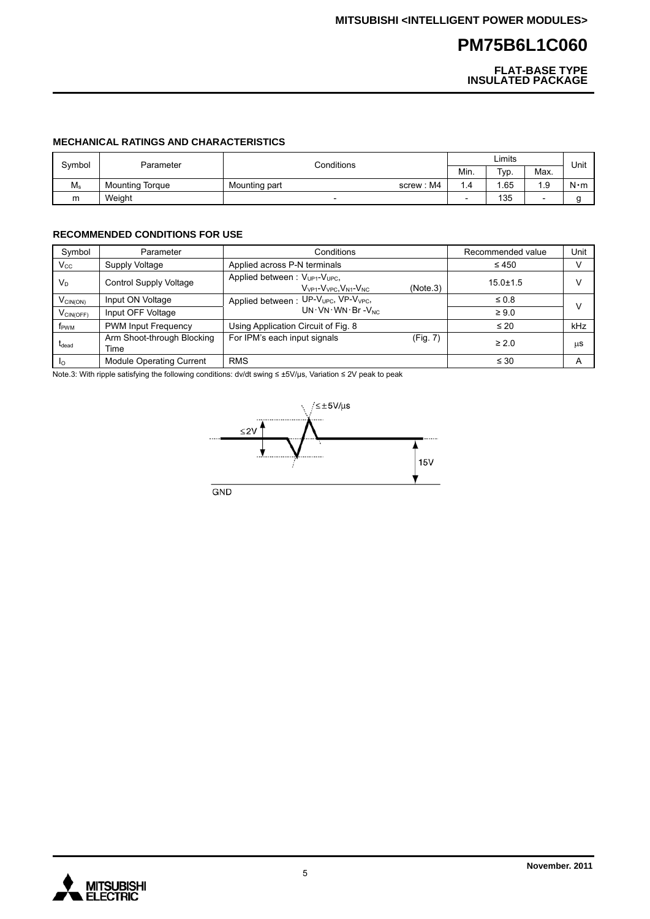## MECHANICAL RATINGS AND CHARACTERISTICS

| Symbol | Parameter | Conditions | Limits | | | Unit |
|---|---|---|---|---|---|---|
| | | | Min. | Typ. | Max. | |
| $M_s$ | Mounting Torque | Mounting part screw : M4 | 1.4 | 1.65 | 1.9 | N·m |
| m | Weight | - | - | 135 | - | g |

## RECOMMENDED CONDITIONS FOR USE

| Symbol | Parameter | Conditions | Recommended value | Unit |
|---|---|---|---|---|
| $V_{CC}$ | Supply Voltage | Applied across P-N terminals | ≤ 450 | V |
| $V_D$ | Control Supply Voltage | Applied between : $V_{UP1}$-$V_{UPC}$, $V_{VP1}$-$V_{VPC}$, $V_{N1}$-$V_{NC}$ (Note.3) | 15.0±1.5 | V |
| $V_{CIN(ON)}$ | Input ON Voltage | Applied between : UP-$V_{UPC}$, VP-$V_{VPC}$, UN·VN·WN·Br -$V_{NC}$ | ≤ 0.8 | V |
| $V_{CIN(OFF)}$ | Input OFF Voltage | | ≥ 9.0 | |
| $f_{PWM}$ | PWM Input Frequency | Using Application Circuit of Fig. 8 | ≤ 20 | kHz |
| $t_{dead}$ | Arm Shoot-through Blocking Time | For IPM's each input signals (Fig. 7) | ≥ 2.0 | μs |
| $I_O$ | Module Operating Current | RMS | ≤ 30 | A |

Note.3: With ripple satisfying the following conditions: dv/dt swing ≤ ±5V/μs, Variation ≤ 2V peak to peak

≤±5V/μs

≤2V

15V

GND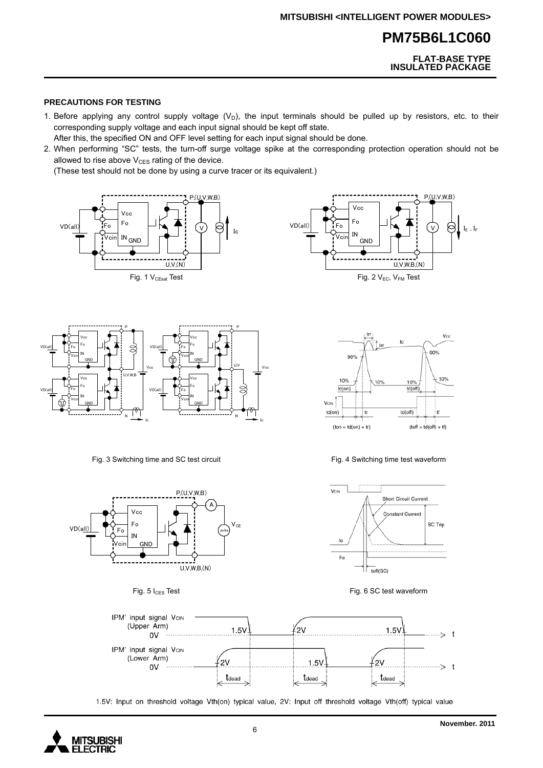## PRECAUTIONS FOR TESTING

1. Before applying any control supply voltage ($V_D$), the input terminals should be pulled up by resistors, etc. to their corresponding supply voltage and each input signal should be kept off state.
   After this, the specified ON and OFF level setting for each input signal should be done.
2. When performing "SC" tests, the turn-off surge voltage spike at the corresponding protection operation should not be allowed to rise above $V_{CES}$ rating of the device.
   (These test should not be done by using a curve tracer or its equivalent.)

Fig. 1 $V_{CEsat}$ Test

Fig. 2 $V_{EC}$, $V_{FM}$ Test

Fig. 3 Switching time and SC test circuit

Fig. 4 Switching time test waveform

(ton = td(on) + tr)

(toff = td(off) + tf)

Fig. 5 $I_{CES}$ Test

Fig. 6 SC test waveform

IPM' input signal $V_{CIN}$ (Upper Arm)

IPM' input signal $V_{CIN}$ (Lower Arm)

1.5V: Input on threshold voltage Vth(on) typical value, 2V: Input off threshold voltage Vth(off) typical value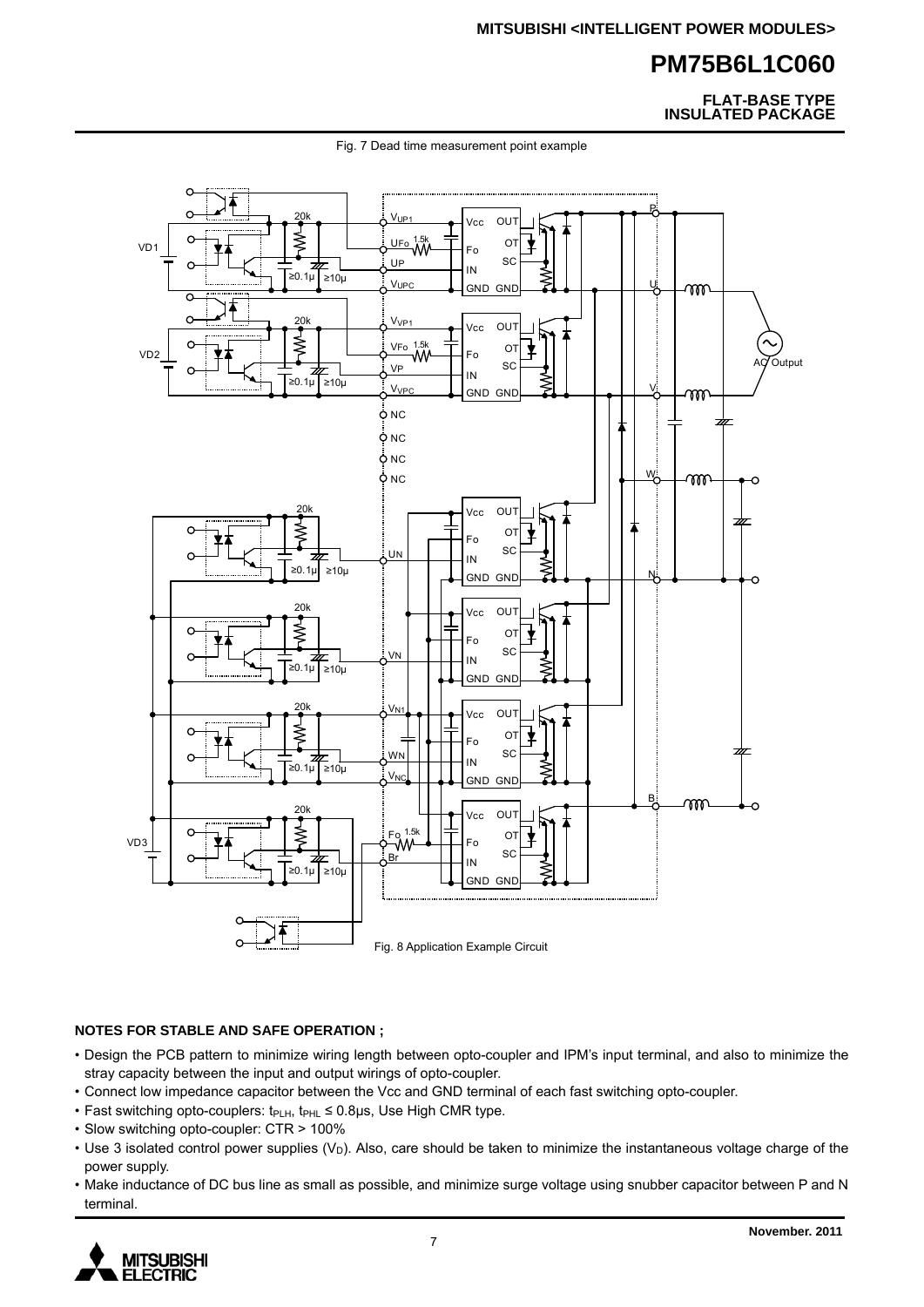Fig. 7 Dead time measurement point example

Fig. 8 Application Example Circuit

### NOTES FOR STABLE AND SAFE OPERATION ;

- Design the PCB pattern to minimize wiring length between opto-coupler and IPM's input terminal, and also to minimize the stray capacity between the input and output wirings of opto-coupler.
- Connect low impedance capacitor between the Vcc and GND terminal of each fast switching opto-coupler.
- Fast switching opto-couplers: $t_{PLH}$, $t_{PHL}$ ≤ 0.8μs, Use High CMR type.
- Slow switching opto-coupler: CTR > 100%
- Use 3 isolated control power supplies ($V_D$). Also, care should be taken to minimize the instantaneous voltage charge of the power supply.
- Make inductance of DC bus line as small as possible, and minimize surge voltage using snubber capacitor between P and N terminal.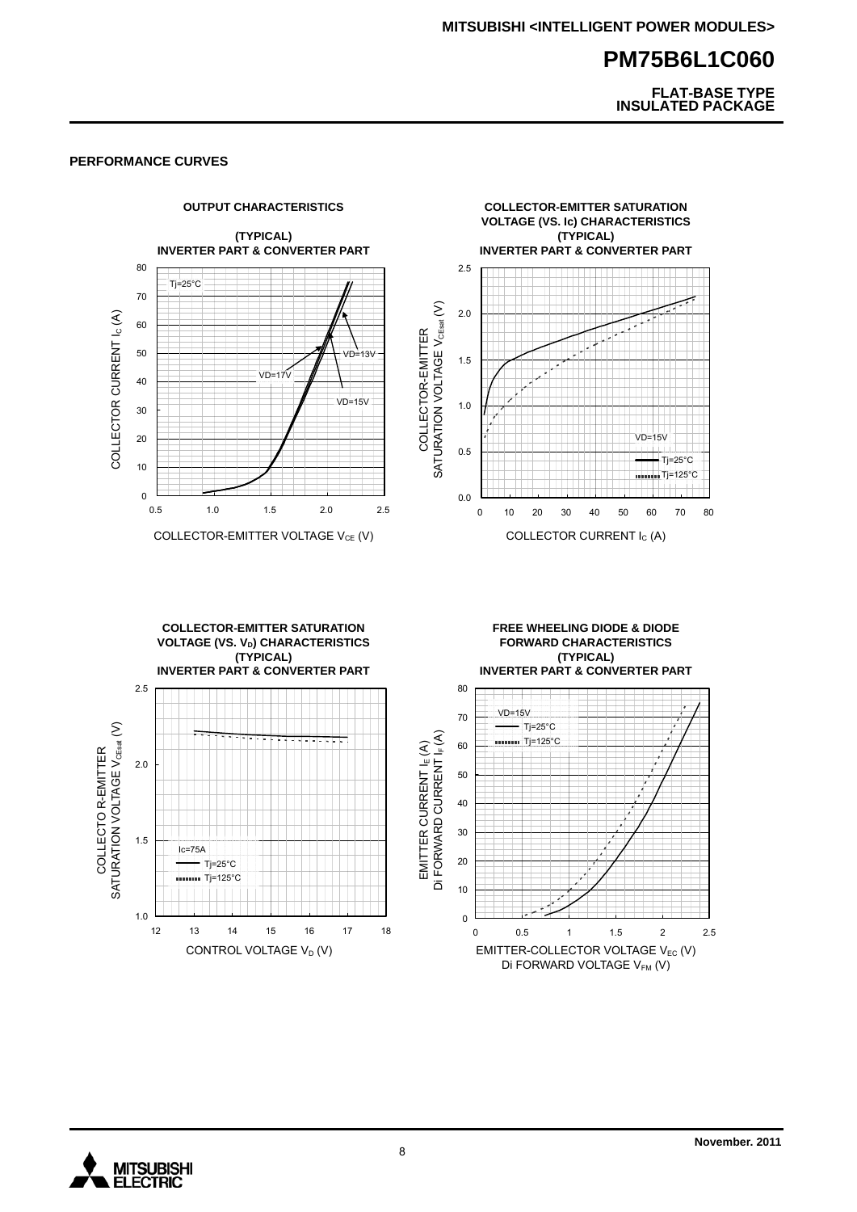## PERFORMANCE CURVES

**OUTPUT CHARACTERISTICS**

**(TYPICAL)**

**INVERTER PART & CONVERTER PART**

Tj=25°C

VD=13V

VD=17V

VD=15V

COLLECTOR CURRENT $I_C$ (A)

0, 10, 20, 30, 40, 50, 60, 70, 80

0.5, 1.0, 1.5, 2.0, 2.5

COLLECTOR-EMITTER VOLTAGE $V_{CE}$ (V)

**COLLECTOR-EMITTER SATURATION VOLTAGE (VS. Ic) CHARACTERISTICS**

**(TYPICAL)**

**INVERTER PART & CONVERTER PART**

COLLECTOR-EMITTER SATURATION VOLTAGE $V_{CEsat}$ (V)

0.0, 0.5, 1.0, 1.5, 2.0, 2.5

VD=15V

Tj=25°C

Tj=125°C

0, 10, 20, 30, 40, 50, 60, 70, 80

COLLECTOR CURRENT $I_C$ (A)

**COLLECTOR-EMITTER SATURATION VOLTAGE (VS. $V_D$) CHARACTERISTICS**

**(TYPICAL)**

**INVERTER PART & CONVERTER PART**

COLLECTO R-EMITTER SATURATION VOLTAGE $V_{CEsat}$ (V)

1.0, 1.5, 2.0, 2.5

Ic=75A

Tj=25°C

Tj=125°C

12, 13, 14, 15, 16, 17, 18

CONTROL VOLTAGE $V_D$ (V)

**FREE WHEELING DIODE & DIODE FORWARD CHARACTERISTICS**

**(TYPICAL)**

**INVERTER PART & CONVERTER PART**

EMITTER CURRENT $I_E$ (A)
Di FORWARD CURRENT $I_F$ (A)

0, 10, 20, 30, 40, 50, 60, 70, 80

VD=15V

Tj=25°C

Tj=125°C

0, 0.5, 1, 1.5, 2, 2.5

EMITTER-COLLECTOR VOLTAGE $V_{EC}$ (V)
Di FORWARD VOLTAGE $V_{FM}$ (V)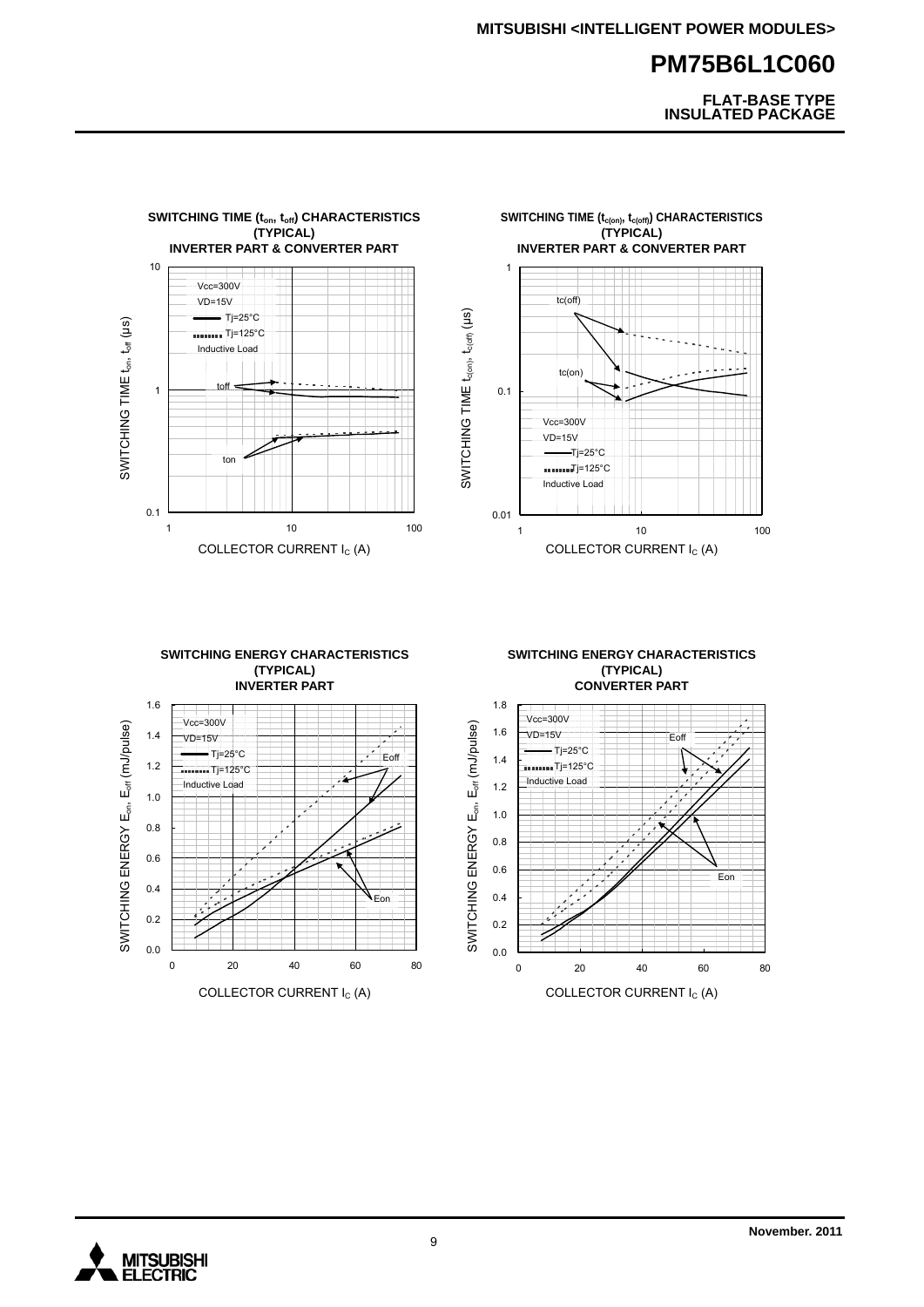## SWITCHING TIME ($t_{on}$, $t_{off}$) CHARACTERISTICS (TYPICAL) INVERTER PART & CONVERTER PART

Vcc=300V
VD=15V
Tj=25°C
Tj=125°C
Inductive Load

toff
ton

SWITCHING TIME $t_{on}$, $t_{off}$ (μs)

10
1
0.1

1
10
100

COLLECTOR CURRENT $I_C$ (A)

## SWITCHING TIME ($t_{c(on)}$, $t_{c(off)}$) CHARACTERISTICS (TYPICAL) INVERTER PART & CONVERTER PART

tc(off)
tc(on)

Vcc=300V
VD=15V
Tj=25°C
Tj=125°C
Inductive Load

SWITCHING TIME $t_{c(on)}$, $t_{c(off)}$ (μs)

1
0.1
0.01

1
10
100

COLLECTOR CURRENT $I_C$ (A)

## SWITCHING ENERGY CHARACTERISTICS (TYPICAL) INVERTER PART

Vcc=300V
VD=15V
Tj=25°C
Tj=125°C
Inductive Load

Eoff
Eon

SWITCHING ENERGY $E_{on}$, $E_{off}$ (mJ/pulse)

1.6
1.4
1.2
1.0
0.8
0.6
0.4
0.2
0.0

0
20
40
60
80

COLLECTOR CURRENT $I_C$ (A)

## SWITCHING ENERGY CHARACTERISTICS (TYPICAL) CONVERTER PART

Vcc=300V
VD=15V
Tj=25°C
Tj=125°C
Inductive Load

Eoff
Eon

SWITCHING ENERGY $E_{on}$, $E_{off}$ (mJ/pulse)

1.8
1.6
1.4
1.2
1.0
0.8
0.6
0.4
0.2
0.0

0
20
40
60
80

COLLECTOR CURRENT $I_C$ (A)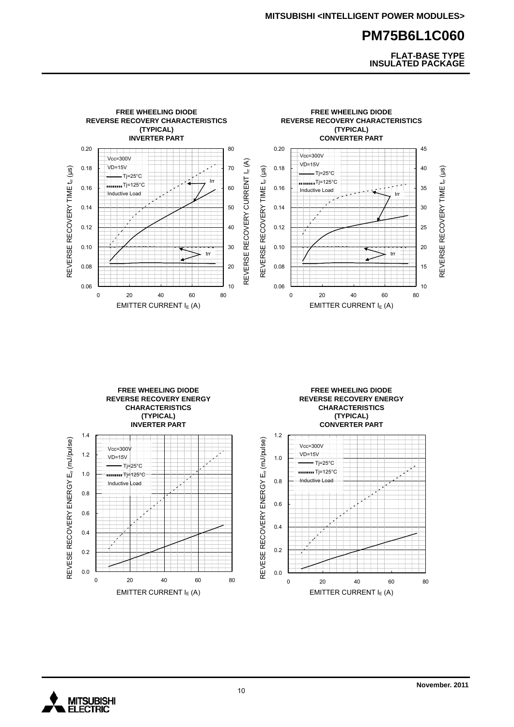FREE WHEELING DIODE
REVERSE RECOVERY CHARACTERISTICS
(TYPICAL)
INVERTER PART

Vcc=300V
VD=15V
Tj=25°C
Tj=125°C
Inductive Load
Irr
trr

REVERSE RECOVERY TIME $t_{rr}$ (µs)
0.06, 0.08, 0.10, 0.12, 0.14, 0.16, 0.18, 0.20
REVERSE RECOVERY CURRENT $I_{rr}$ (A)
10, 20, 30, 40, 50, 60, 70, 80
EMITTER CURRENT $I_E$ (A)
0, 20, 40, 60, 80

FREE WHEELING DIODE
REVERSE RECOVERY CHARACTERISTICS
(TYPICAL)
CONVERTER PART

Vcc=300V
VD=15V
Tj=25°C
Tj=125°C
Inductive Load
Irr
trr

REVERSE RECOVERY TIME $t_{rr}$ (µs)
0.06, 0.08, 0.10, 0.12, 0.14, 0.16, 0.18, 0.20
REVERSE RECOVERY TIME $t_{rr}$ (µs)
10, 15, 20, 25, 30, 35, 40, 45
EMITTER CURRENT $I_E$ (A)
0, 20, 40, 60, 80

FREE WHEELING DIODE
REVERSE RECOVERY ENERGY
CHARACTERISTICS
(TYPICAL)
INVERTER PART

Vcc=300V
VD=15V
Tj=25°C
Tj=125°C
Inductive Load

REVESE RECOVERY ENERGY $E_{rr}$ (mJ/pulse)
0.0, 0.2, 0.4, 0.6, 0.8, 1.0, 1.2, 1.4
EMITTER CURRENT $I_E$ (A)
0, 20, 40, 60, 80

FREE WHEELING DIODE
REVERSE RECOVERY ENERGY
CHARACTERISTICS
(TYPICAL)
CONVERTER PART

Vcc=300V
VD=15V
Tj=25°C
Tj=125°C
Inductive Load

REVESE RECOVERY ENERGY $E_{rr}$ (mJ/pulse)
0.0, 0.2, 0.4, 0.6, 0.8, 1.0, 1.2
EMITTER CURRENT $I_E$ (A)
0, 20, 40, 60, 80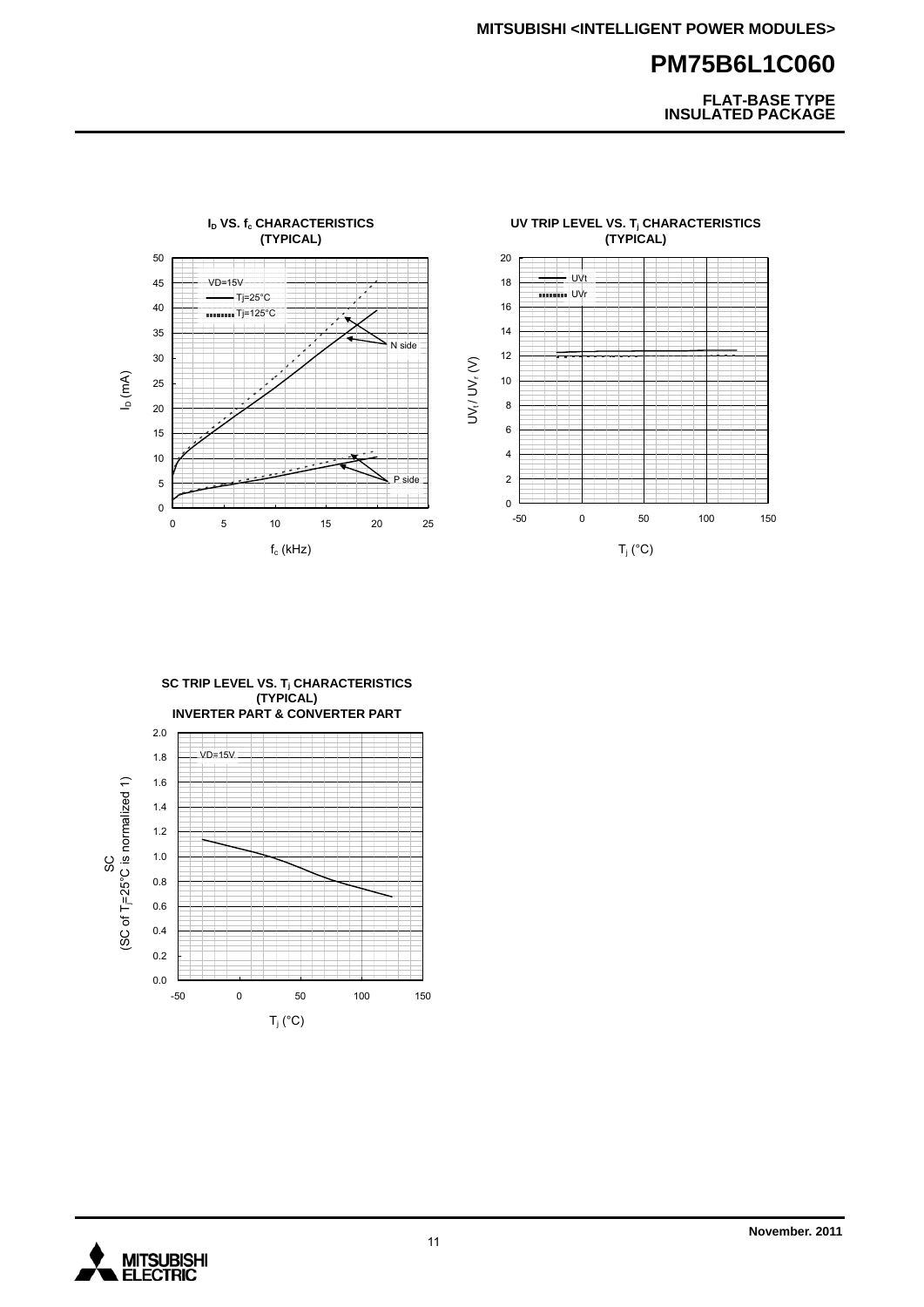## $I_D$ VS. $f_c$ CHARACTERISTICS (TYPICAL)

VD=15V

Tj=25°C

Tj=125°C

N side

P side

$I_D$ (mA)

$f_c$ (kHz)

## UV TRIP LEVEL VS. $T_j$ CHARACTERISTICS (TYPICAL)

UVt

UVr

$UV_t$ / $UV_r$ (V)

$T_j$ (°C)

## SC TRIP LEVEL VS. $T_j$ CHARACTERISTICS (TYPICAL) INVERTER PART & CONVERTER PART

VD=15V

SC (SC of $T_j$=25°C is normalized 1)

$T_j$ (°C)

November. 2011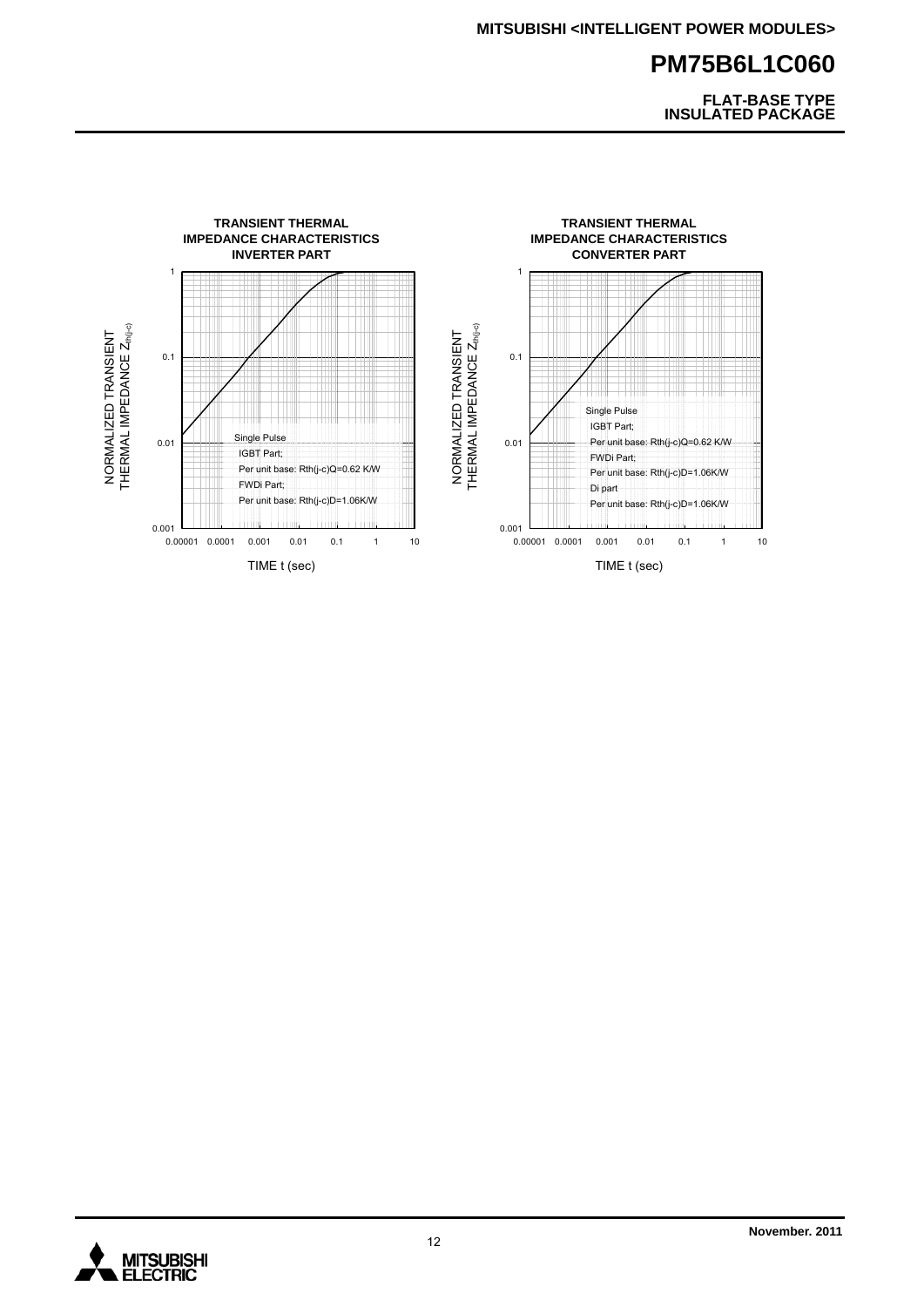# PM75B6L1C060

**FLAT-BASE TYPE**
**INSULATED PACKAGE**

**TRANSIENT THERMAL IMPEDANCE CHARACTERISTICS INVERTER PART**

NORMALIZED TRANSIENT THERMAL IMPEDANCE $Z_{th(j-c)}$

1
0.1
0.01
0.001

0.00001 0.0001 0.001 0.01 0.1 1 10

TIME t (sec)

Single Pulse
IGBT Part;
Per unit base: Rth(j-c)Q=0.62 K/W
FWDi Part;
Per unit base: Rth(j-c)D=1.06K/W

**TRANSIENT THERMAL IMPEDANCE CHARACTERISTICS CONVERTER PART**

NORMALIZED TRANSIENT THERMAL IMPEDANCE $Z_{th(j-c)}$

1
0.1
0.01
0.001

0.00001 0.0001 0.001 0.01 0.1 1 10

TIME t (sec)

Single Pulse
IGBT Part;
Per unit base: Rth(j-c)Q=0.62 K/W
FWDi Part;
Per unit base: Rth(j-c)D=1.06K/W
Di part
Per unit base: Rth(j-c)D=1.06K/W

November. 2011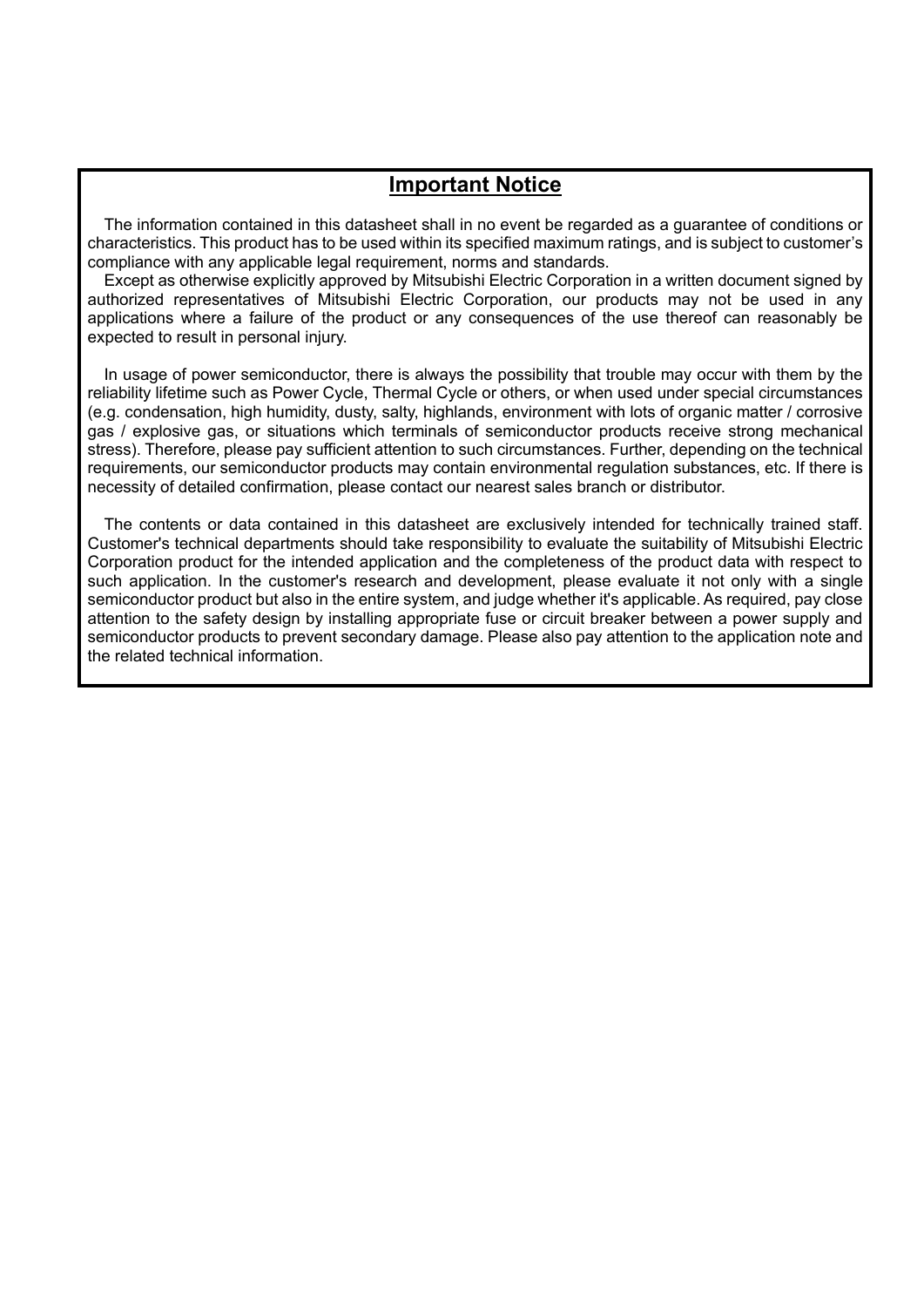## Important Notice

The information contained in this datasheet shall in no event be regarded as a guarantee of conditions or characteristics. This product has to be used within its specified maximum ratings, and is subject to customer's compliance with any applicable legal requirement, norms and standards.

Except as otherwise explicitly approved by Mitsubishi Electric Corporation in a written document signed by authorized representatives of Mitsubishi Electric Corporation, our products may not be used in any applications where a failure of the product or any consequences of the use thereof can reasonably be expected to result in personal injury.

In usage of power semiconductor, there is always the possibility that trouble may occur with them by the reliability lifetime such as Power Cycle, Thermal Cycle or others, or when used under special circumstances (e.g. condensation, high humidity, dusty, salty, highlands, environment with lots of organic matter / corrosive gas / explosive gas, or situations which terminals of semiconductor products receive strong mechanical stress). Therefore, please pay sufficient attention to such circumstances. Further, depending on the technical requirements, our semiconductor products may contain environmental regulation substances, etc. If there is necessity of detailed confirmation, please contact our nearest sales branch or distributor.

The contents or data contained in this datasheet are exclusively intended for technically trained staff. Customer's technical departments should take responsibility to evaluate the suitability of Mitsubishi Electric Corporation product for the intended application and the completeness of the product data with respect to such application. In the customer's research and development, please evaluate it not only with a single semiconductor product but also in the entire system, and judge whether it's applicable. As required, pay close attention to the safety design by installing appropriate fuse or circuit breaker between a power supply and semiconductor products to prevent secondary damage. Please also pay attention to the application note and the related technical information.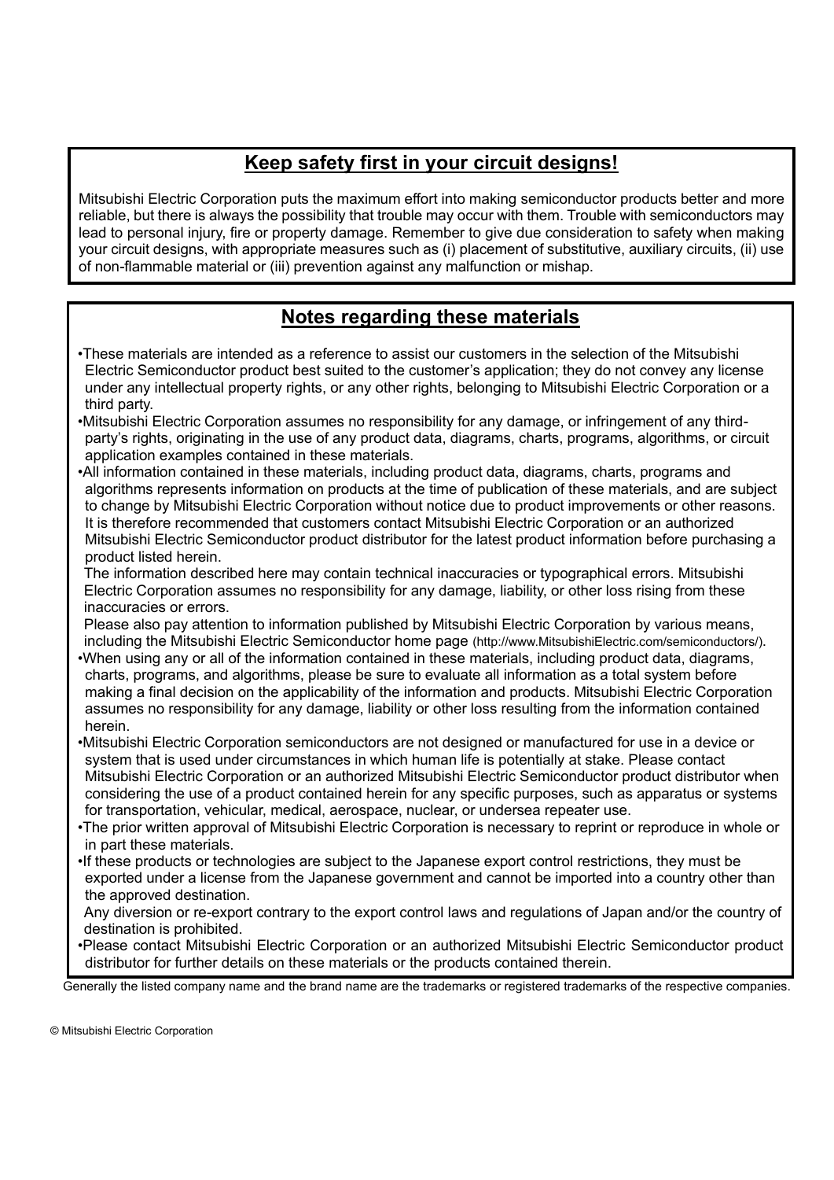## Keep safety first in your circuit designs!

Mitsubishi Electric Corporation puts the maximum effort into making semiconductor products better and more reliable, but there is always the possibility that trouble may occur with them. Trouble with semiconductors may lead to personal injury, fire or property damage. Remember to give due consideration to safety when making your circuit designs, with appropriate measures such as (i) placement of substitutive, auxiliary circuits, (ii) use of non-flammable material or (iii) prevention against any malfunction or mishap.

## Notes regarding these materials

- These materials are intended as a reference to assist our customers in the selection of the Mitsubishi Electric Semiconductor product best suited to the customer's application; they do not convey any license under any intellectual property rights, or any other rights, belonging to Mitsubishi Electric Corporation or a third party.
- Mitsubishi Electric Corporation assumes no responsibility for any damage, or infringement of any third-party's rights, originating in the use of any product data, diagrams, charts, programs, algorithms, or circuit application examples contained in these materials.
- All information contained in these materials, including product data, diagrams, charts, programs and algorithms represents information on products at the time of publication of these materials, and are subject to change by Mitsubishi Electric Corporation without notice due to product improvements or other reasons. It is therefore recommended that customers contact Mitsubishi Electric Corporation or an authorized Mitsubishi Electric Semiconductor product distributor for the latest product information before purchasing a product listed herein.
  The information described here may contain technical inaccuracies or typographical errors. Mitsubishi Electric Corporation assumes no responsibility for any damage, liability, or other loss rising from these inaccuracies or errors.
  Please also pay attention to information published by Mitsubishi Electric Corporation by various means, including the Mitsubishi Electric Semiconductor home page (http://www.MitsubishiElectric.com/semiconductors/).
- When using any or all of the information contained in these materials, including product data, diagrams, charts, programs, and algorithms, please be sure to evaluate all information as a total system before making a final decision on the applicability of the information and products. Mitsubishi Electric Corporation assumes no responsibility for any damage, liability or other loss resulting from the information contained herein.
- Mitsubishi Electric Corporation semiconductors are not designed or manufactured for use in a device or system that is used under circumstances in which human life is potentially at stake. Please contact Mitsubishi Electric Corporation or an authorized Mitsubishi Electric Semiconductor product distributor when considering the use of a product contained herein for any specific purposes, such as apparatus or systems for transportation, vehicular, medical, aerospace, nuclear, or undersea repeater use.
- The prior written approval of Mitsubishi Electric Corporation is necessary to reprint or reproduce in whole or in part these materials.
- If these products or technologies are subject to the Japanese export control restrictions, they must be exported under a license from the Japanese government and cannot be imported into a country other than the approved destination.
  Any diversion or re-export contrary to the export control laws and regulations of Japan and/or the country of destination is prohibited.
- Please contact Mitsubishi Electric Corporation or an authorized Mitsubishi Electric Semiconductor product distributor for further details on these materials or the products contained therein.

Generally the listed company name and the brand name are the trademarks or registered trademarks of the respective companies.

© Mitsubishi Electric Corporation